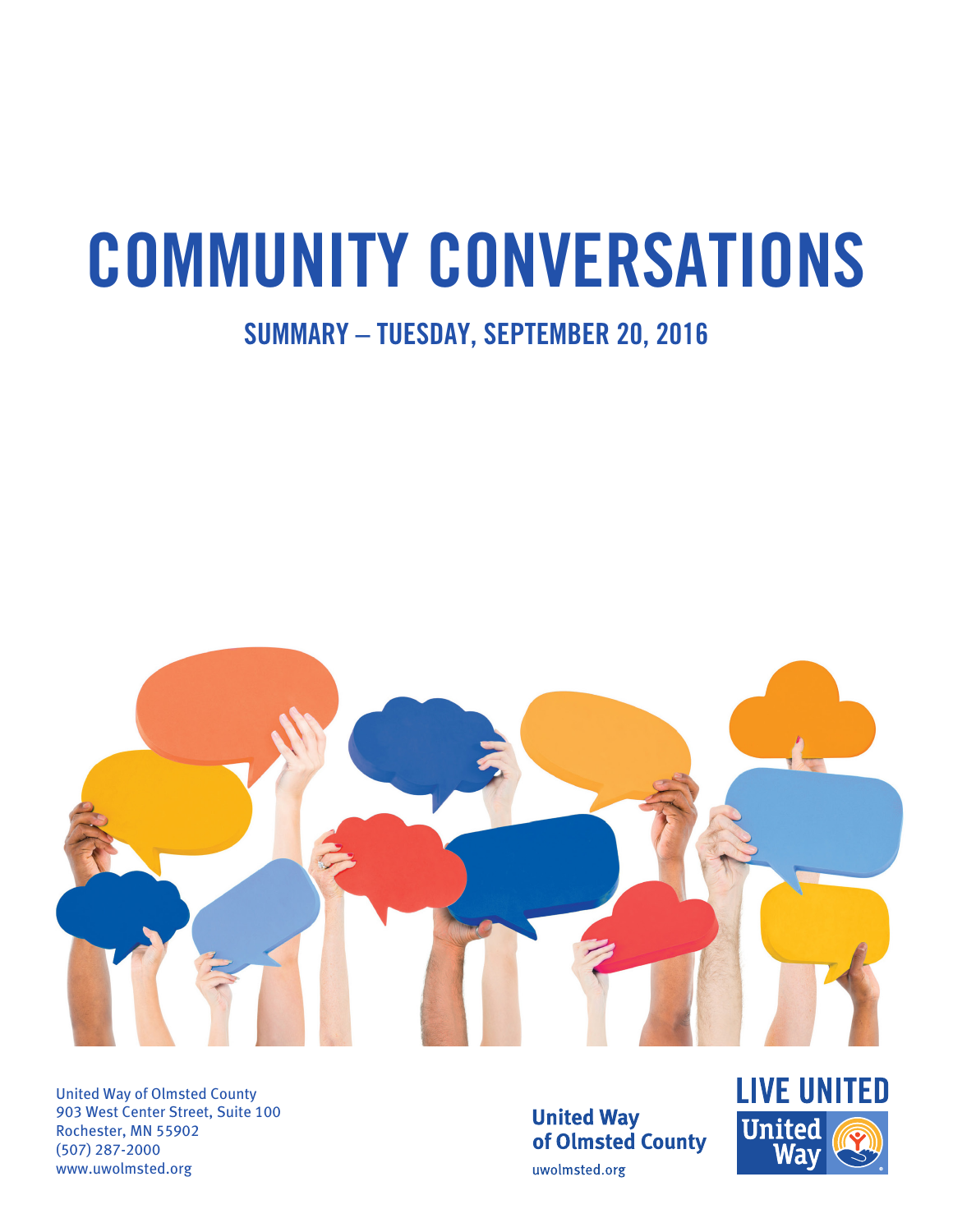# COMMUNITY CONVERSATIONS

## SUMMARY – TUESDAY, SEPTEMBER 20, 2016

United Way of Olmsted County
903 West Center Street, Suite 100
Rochester, MN 55902
(507) 287-2000
www.uwolmsted.org

United Way of Olmsted County
uwolmsted.org

LIVE UNITED
United Way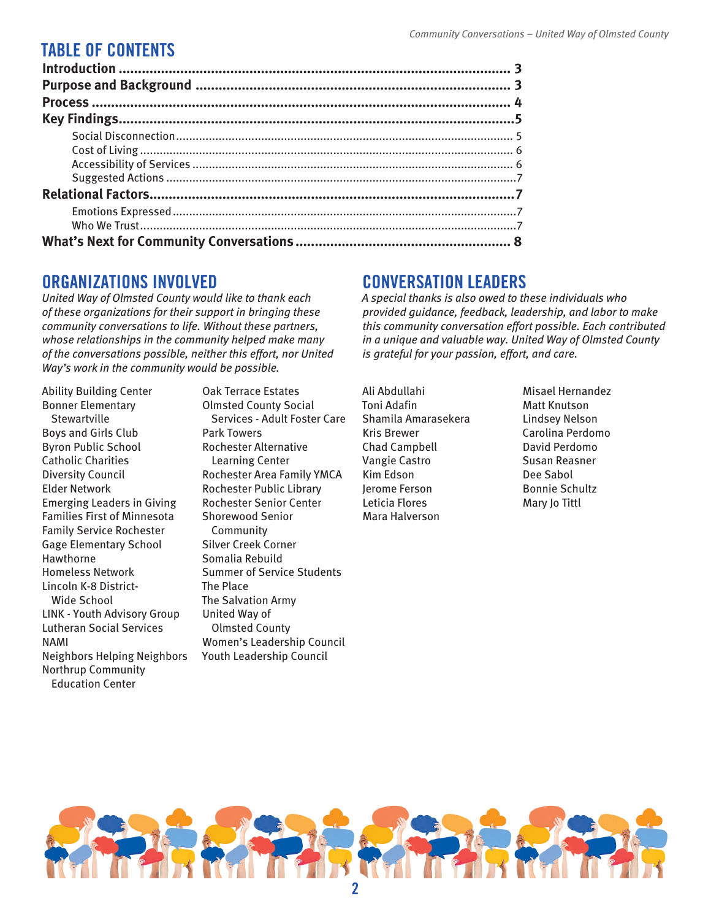## TABLE OF CONTENTS

**Introduction** ........ 3
**Purpose and Background** ........ 3
**Process** ........ 4
**Key Findings** ........ 5
- Social Disconnection ........ 5
- Cost of Living ........ 6
- Accessibility of Services ........ 6
- Suggested Actions ........ 7

**Relational Factors** ........ 7
- Emotions Expressed ........ 7
- Who We Trust ........ 7

**What's Next for Community Conversations** ........ 8

## ORGANIZATIONS INVOLVED

*United Way of Olmsted County would like to thank each of these organizations for their support in bringing these community conversations to life. Without these partners, whose relationships in the community helped make many of the conversations possible, neither this effort, nor United Way's work in the community would be possible.*

- Ability Building Center
- Bonner Elementary Stewartville
- Boys and Girls Club
- Byron Public School
- Catholic Charities
- Diversity Council
- Elder Network
- Emerging Leaders in Giving
- Families First of Minnesota
- Family Service Rochester
- Gage Elementary School
- Hawthorne
- Homeless Network
- Lincoln K-8 District-Wide School
- LINK - Youth Advisory Group
- Lutheran Social Services
- NAMI
- Neighbors Helping Neighbors
- Northrup Community Education Center
- Oak Terrace Estates
- Olmsted County Social Services - Adult Foster Care
- Park Towers
- Rochester Alternative Learning Center
- Rochester Area Family YMCA
- Rochester Public Library
- Rochester Senior Center
- Shorewood Senior Community
- Silver Creek Corner
- Somalia Rebuild
- Summer of Service Students
- The Place
- The Salvation Army
- United Way of Olmsted County
- Women's Leadership Council
- Youth Leadership Council

## CONVERSATION LEADERS

*A special thanks is also owed to these individuals who provided guidance, feedback, leadership, and labor to make this community conversation effort possible. Each contributed in a unique and valuable way. United Way of Olmsted County is grateful for your passion, effort, and care.*

- Ali Abdullahi
- Toni Adafin
- Shamila Amarasekera
- Kris Brewer
- Chad Campbell
- Vangie Castro
- Kim Edson
- Jerome Ferson
- Leticia Flores
- Mara Halverson
- Misael Hernandez
- Matt Knutson
- Lindsey Nelson
- Carolina Perdomo
- David Perdomo
- Susan Reasner
- Dee Sabol
- Bonnie Schultz
- Mary Jo Tittl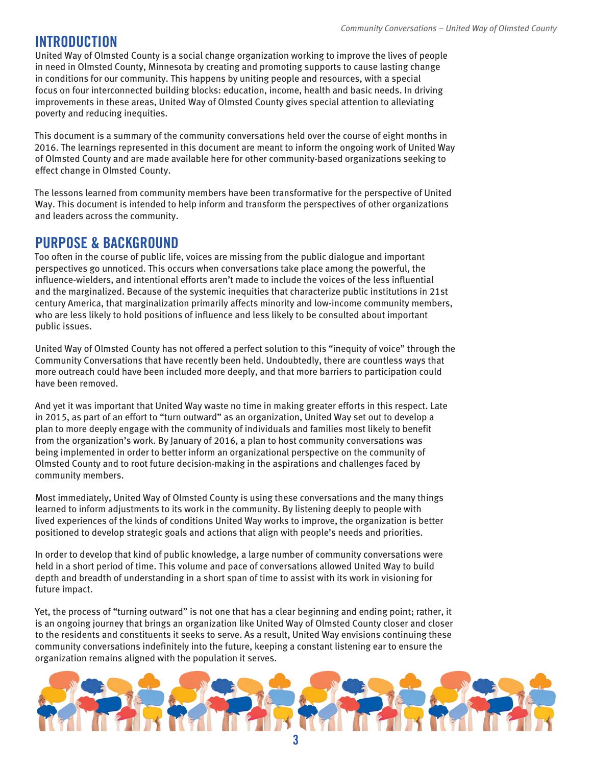## INTRODUCTION

United Way of Olmsted County is a social change organization working to improve the lives of people in need in Olmsted County, Minnesota by creating and promoting supports to cause lasting change in conditions for our community. This happens by uniting people and resources, with a special focus on four interconnected building blocks: education, income, health and basic needs. In driving improvements in these areas, United Way of Olmsted County gives special attention to alleviating poverty and reducing inequities.

This document is a summary of the community conversations held over the course of eight months in 2016. The learnings represented in this document are meant to inform the ongoing work of United Way of Olmsted County and are made available here for other community-based organizations seeking to effect change in Olmsted County.

The lessons learned from community members have been transformative for the perspective of United Way. This document is intended to help inform and transform the perspectives of other organizations and leaders across the community.

## PURPOSE & BACKGROUND

Too often in the course of public life, voices are missing from the public dialogue and important perspectives go unnoticed. This occurs when conversations take place among the powerful, the influence-wielders, and intentional efforts aren't made to include the voices of the less influential and the marginalized. Because of the systemic inequities that characterize public institutions in 21st century America, that marginalization primarily affects minority and low-income community members, who are less likely to hold positions of influence and less likely to be consulted about important public issues.

United Way of Olmsted County has not offered a perfect solution to this "inequity of voice" through the Community Conversations that have recently been held. Undoubtedly, there are countless ways that more outreach could have been included more deeply, and that more barriers to participation could have been removed.

And yet it was important that United Way waste no time in making greater efforts in this respect. Late in 2015, as part of an effort to "turn outward" as an organization, United Way set out to develop a plan to more deeply engage with the community of individuals and families most likely to benefit from the organization's work. By January of 2016, a plan to host community conversations was being implemented in order to better inform an organizational perspective on the community of Olmsted County and to root future decision-making in the aspirations and challenges faced by community members.

Most immediately, United Way of Olmsted County is using these conversations and the many things learned to inform adjustments to its work in the community. By listening deeply to people with lived experiences of the kinds of conditions United Way works to improve, the organization is better positioned to develop strategic goals and actions that align with people's needs and priorities.

In order to develop that kind of public knowledge, a large number of community conversations were held in a short period of time. This volume and pace of conversations allowed United Way to build depth and breadth of understanding in a short span of time to assist with its work in visioning for future impact.

Yet, the process of "turning outward" is not one that has a clear beginning and ending point; rather, it is an ongoing journey that brings an organization like United Way of Olmsted County closer and closer to the residents and constituents it seeks to serve. As a result, United Way envisions continuing these community conversations indefinitely into the future, keeping a constant listening ear to ensure the organization remains aligned with the population it serves.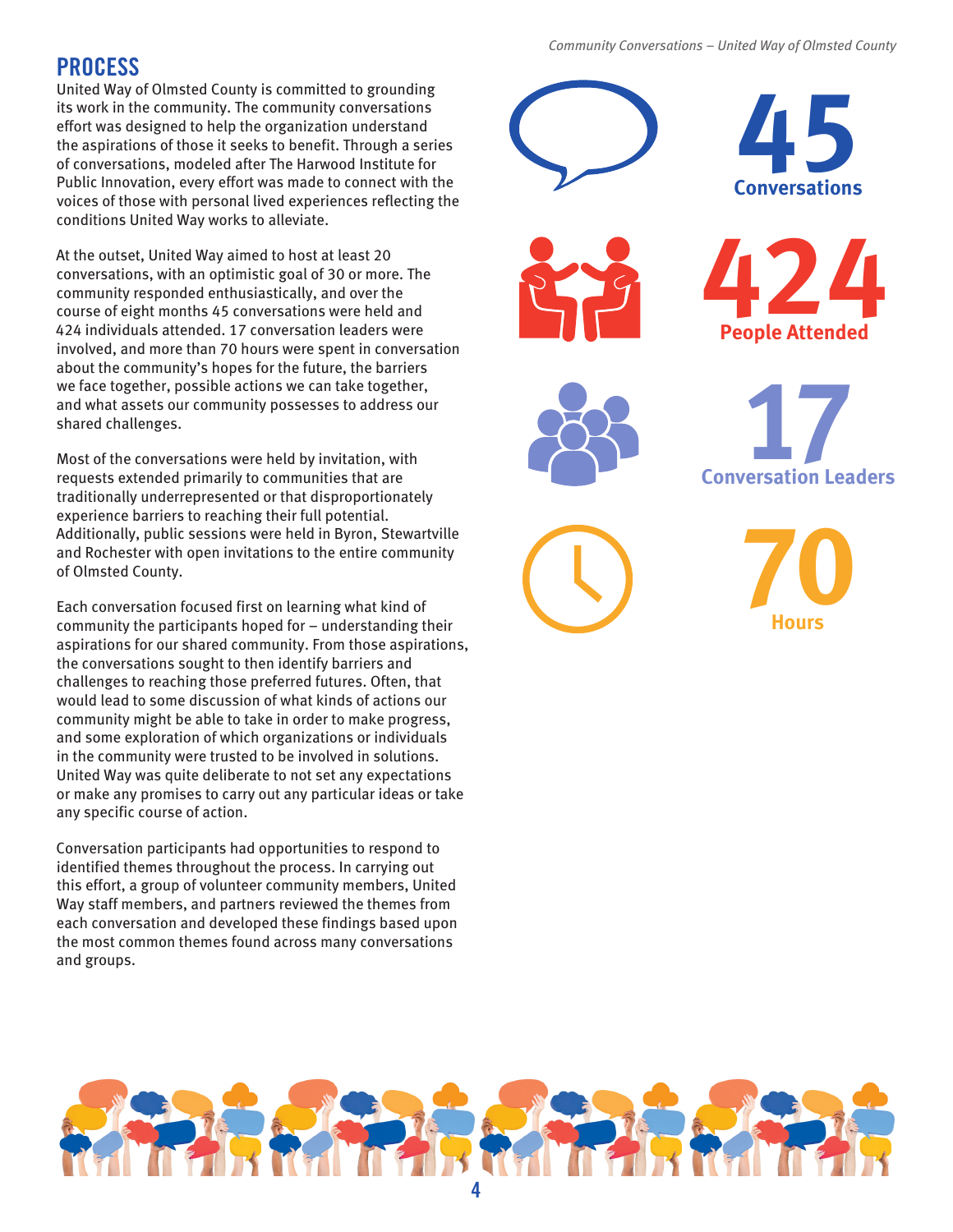## PROCESS

United Way of Olmsted County is committed to grounding its work in the community. The community conversations effort was designed to help the organization understand the aspirations of those it seeks to benefit. Through a series of conversations, modeled after The Harwood Institute for Public Innovation, every effort was made to connect with the voices of those with personal lived experiences reflecting the conditions United Way works to alleviate.

At the outset, United Way aimed to host at least 20 conversations, with an optimistic goal of 30 or more. The community responded enthusiastically, and over the course of eight months 45 conversations were held and 424 individuals attended. 17 conversation leaders were involved, and more than 70 hours were spent in conversation about the community's hopes for the future, the barriers we face together, possible actions we can take together, and what assets our community possesses to address our shared challenges.

Most of the conversations were held by invitation, with requests extended primarily to communities that are traditionally underrepresented or that disproportionately experience barriers to reaching their full potential. Additionally, public sessions were held in Byron, Stewartville and Rochester with open invitations to the entire community of Olmsted County.

Each conversation focused first on learning what kind of community the participants hoped for – understanding their aspirations for our shared community. From those aspirations, the conversations sought to then identify barriers and challenges to reaching those preferred futures. Often, that would lead to some discussion of what kinds of actions our community might be able to take in order to make progress, and some exploration of which organizations or individuals in the community were trusted to be involved in solutions. United Way was quite deliberate to not set any expectations or make any promises to carry out any particular ideas or take any specific course of action.

Conversation participants had opportunities to respond to identified themes throughout the process. In carrying out this effort, a group of volunteer community members, United Way staff members, and partners reviewed the themes from each conversation and developed these findings based upon the most common themes found across many conversations and groups.

**45** Conversations

**424** People Attended

**17** Conversation Leaders

**70** Hours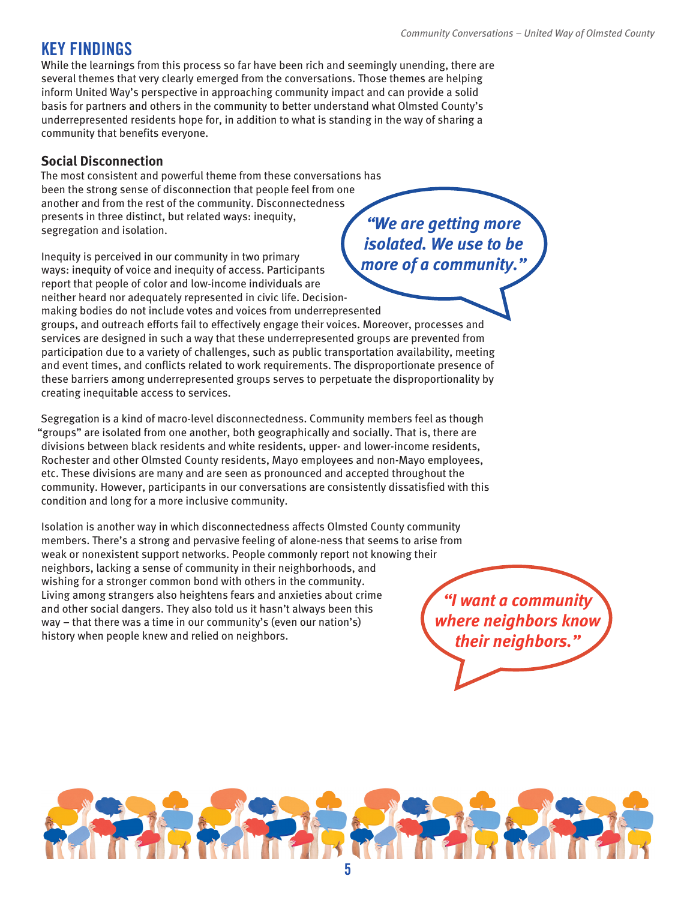## KEY FINDINGS

While the learnings from this process so far have been rich and seemingly unending, there are several themes that very clearly emerged from the conversations. Those themes are helping inform United Way's perspective in approaching community impact and can provide a solid basis for partners and others in the community to better understand what Olmsted County's underrepresented residents hope for, in addition to what is standing in the way of sharing a community that benefits everyone.

### Social Disconnection

The most consistent and powerful theme from these conversations has been the strong sense of disconnection that people feel from one another and from the rest of the community. Disconnectedness presents in three distinct, but related ways: inequity, segregation and isolation.

> ***"We are getting more isolated. We use to be more of a community."***

Inequity is perceived in our community in two primary ways: inequity of voice and inequity of access. Participants report that people of color and low-income individuals are neither heard nor adequately represented in civic life. Decision-making bodies do not include votes and voices from underrepresented groups, and outreach efforts fail to effectively engage their voices. Moreover, processes and services are designed in such a way that these underrepresented groups are prevented from participation due to a variety of challenges, such as public transportation availability, meeting and event times, and conflicts related to work requirements. The disproportionate presence of these barriers among underrepresented groups serves to perpetuate the disproportionality by creating inequitable access to services.

Segregation is a kind of macro-level disconnectedness. Community members feel as though "groups" are isolated from one another, both geographically and socially. That is, there are divisions between black residents and white residents, upper- and lower-income residents, Rochester and other Olmsted County residents, Mayo employees and non-Mayo employees, etc. These divisions are many and are seen as pronounced and accepted throughout the community. However, participants in our conversations are consistently dissatisfied with this condition and long for a more inclusive community.

Isolation is another way in which disconnectedness affects Olmsted County community members. There's a strong and pervasive feeling of alone-ness that seems to arise from weak or nonexistent support networks. People commonly report not knowing their neighbors, lacking a sense of community in their neighborhoods, and wishing for a stronger common bond with others in the community. Living among strangers also heightens fears and anxieties about crime and other social dangers. They also told us it hasn't always been this way – that there was a time in our community's (even our nation's) history when people knew and relied on neighbors.

> ***"I want a community where neighbors know their neighbors."***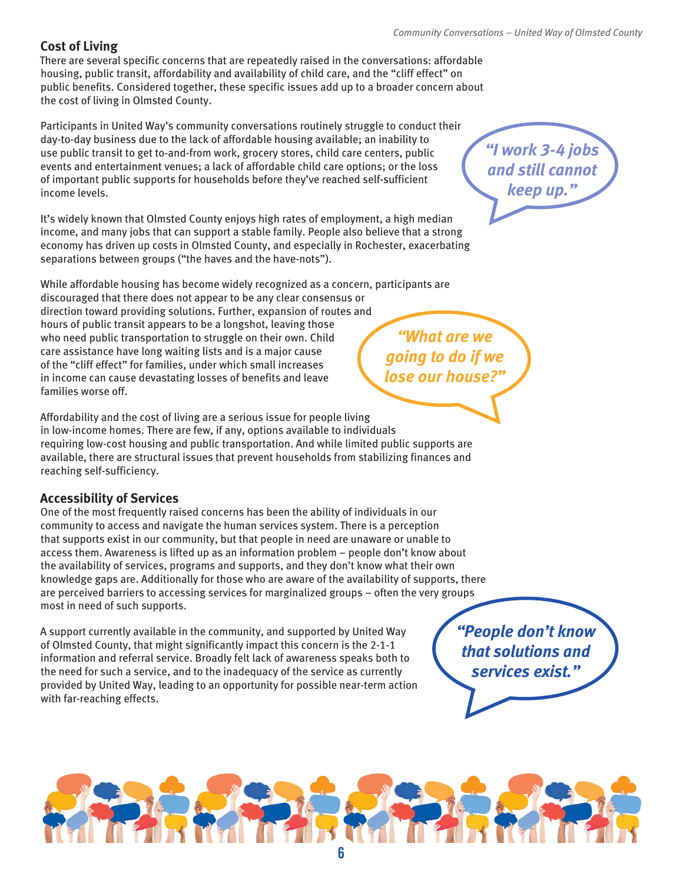## Cost of Living

There are several specific concerns that are repeatedly raised in the conversations: affordable housing, public transit, affordability and availability of child care, and the "cliff effect" on public benefits. Considered together, these specific issues add up to a broader concern about the cost of living in Olmsted County.

Participants in United Way's community conversations routinely struggle to conduct their day-to-day business due to the lack of affordable housing available; an inability to use public transit to get to-and-from work, grocery stores, child care centers, public events and entertainment venues; a lack of affordable child care options; or the loss of important public supports for households before they've reached self-sufficient income levels.

*"I work 3-4 jobs and still cannot keep up."*

It's widely known that Olmsted County enjoys high rates of employment, a high median income, and many jobs that can support a stable family. People also believe that a strong economy has driven up costs in Olmsted County, and especially in Rochester, exacerbating separations between groups ("the haves and the have-nots").

While affordable housing has become widely recognized as a concern, participants are discouraged that there does not appear to be any clear consensus or direction toward providing solutions. Further, expansion of routes and hours of public transit appears to be a longshot, leaving those who need public transportation to struggle on their own. Child care assistance have long waiting lists and is a major cause of the "cliff effect" for families, under which small increases in income can cause devastating losses of benefits and leave families worse off.

*"What are we going to do if we lose our house?"*

Affordability and the cost of living are a serious issue for people living in low-income homes. There are few, if any, options available to individuals requiring low-cost housing and public transportation. And while limited public supports are available, there are structural issues that prevent households from stabilizing finances and reaching self-sufficiency.

## Accessibility of Services

One of the most frequently raised concerns has been the ability of individuals in our community to access and navigate the human services system. There is a perception that supports exist in our community, but that people in need are unaware or unable to access them. Awareness is lifted up as an information problem – people don't know about the availability of services, programs and supports, and they don't know what their own knowledge gaps are. Additionally for those who are aware of the availability of supports, there are perceived barriers to accessing services for marginalized groups – often the very groups most in need of such supports.

A support currently available in the community, and supported by United Way of Olmsted County, that might significantly impact this concern is the 2-1-1 information and referral service. Broadly felt lack of awareness speaks both to the need for such a service, and to the inadequacy of the service as currently provided by United Way, leading to an opportunity for possible near-term action with far-reaching effects.

*"People don't know that solutions and services exist."*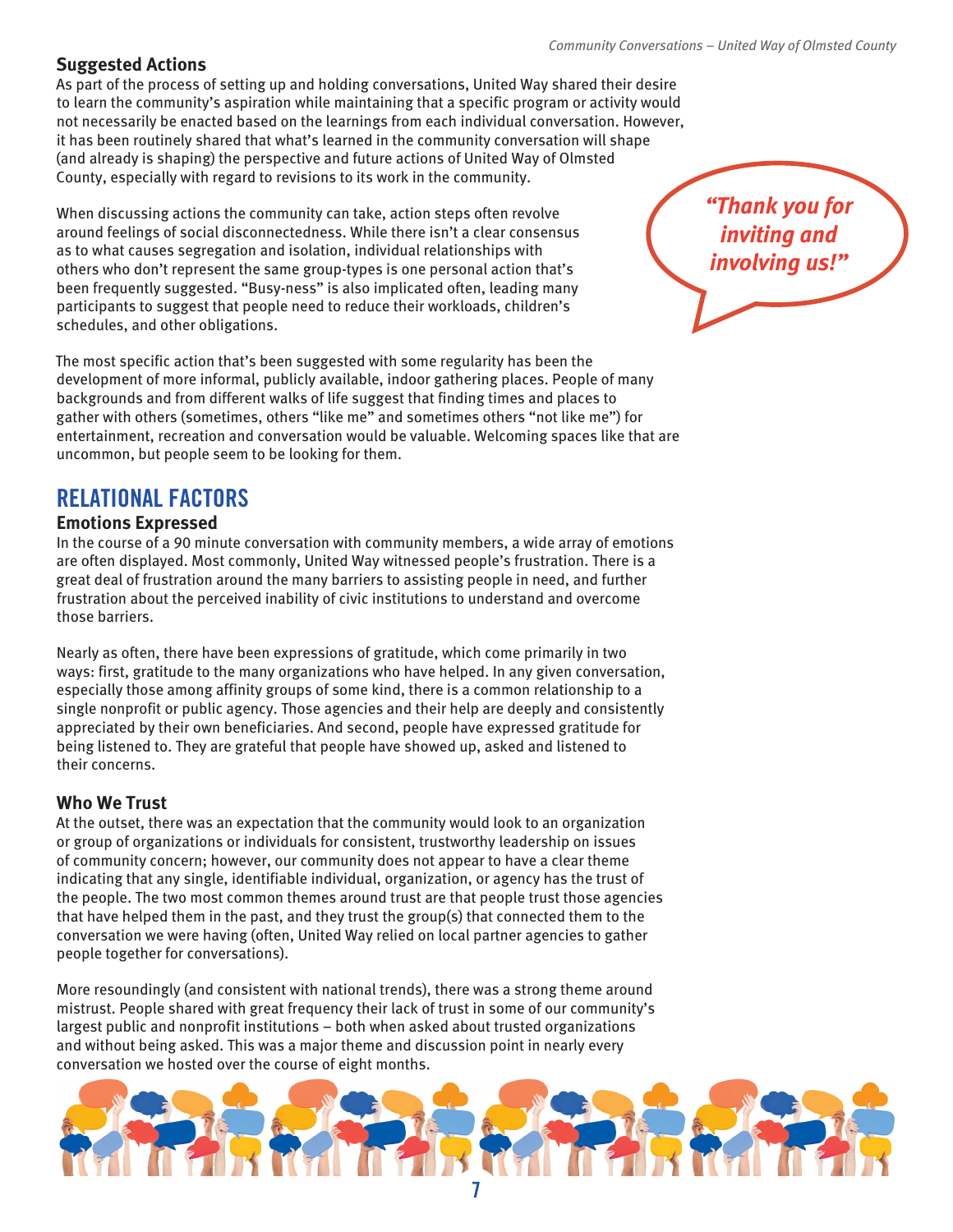### Suggested Actions

As part of the process of setting up and holding conversations, United Way shared their desire to learn the community's aspiration while maintaining that a specific program or activity would not necessarily be enacted based on the learnings from each individual conversation. However, it has been routinely shared that what's learned in the community conversation will shape (and already is shaping) the perspective and future actions of United Way of Olmsted County, especially with regard to revisions to its work in the community.

When discussing actions the community can take, action steps often revolve around feelings of social disconnectedness. While there isn't a clear consensus as to what causes segregation and isolation, individual relationships with others who don't represent the same group-types is one personal action that's been frequently suggested. "Busy-ness" is also implicated often, leading many participants to suggest that people need to reduce their workloads, children's schedules, and other obligations.

*"Thank you for inviting and involving us!"*

The most specific action that's been suggested with some regularity has been the development of more informal, publicly available, indoor gathering places. People of many backgrounds and from different walks of life suggest that finding times and places to gather with others (sometimes, others "like me" and sometimes others "not like me") for entertainment, recreation and conversation would be valuable. Welcoming spaces like that are uncommon, but people seem to be looking for them.

## RELATIONAL FACTORS

### Emotions Expressed

In the course of a 90 minute conversation with community members, a wide array of emotions are often displayed. Most commonly, United Way witnessed people's frustration. There is a great deal of frustration around the many barriers to assisting people in need, and further frustration about the perceived inability of civic institutions to understand and overcome those barriers.

Nearly as often, there have been expressions of gratitude, which come primarily in two ways: first, gratitude to the many organizations who have helped. In any given conversation, especially those among affinity groups of some kind, there is a common relationship to a single nonprofit or public agency. Those agencies and their help are deeply and consistently appreciated by their own beneficiaries. And second, people have expressed gratitude for being listened to. They are grateful that people have showed up, asked and listened to their concerns.

### Who We Trust

At the outset, there was an expectation that the community would look to an organization or group of organizations or individuals for consistent, trustworthy leadership on issues of community concern; however, our community does not appear to have a clear theme indicating that any single, identifiable individual, organization, or agency has the trust of the people. The two most common themes around trust are that people trust those agencies that have helped them in the past, and they trust the group(s) that connected them to the conversation we were having (often, United Way relied on local partner agencies to gather people together for conversations).

More resoundingly (and consistent with national trends), there was a strong theme around mistrust. People shared with great frequency their lack of trust in some of our community's largest public and nonprofit institutions – both when asked about trusted organizations and without being asked. This was a major theme and discussion point in nearly every conversation we hosted over the course of eight months.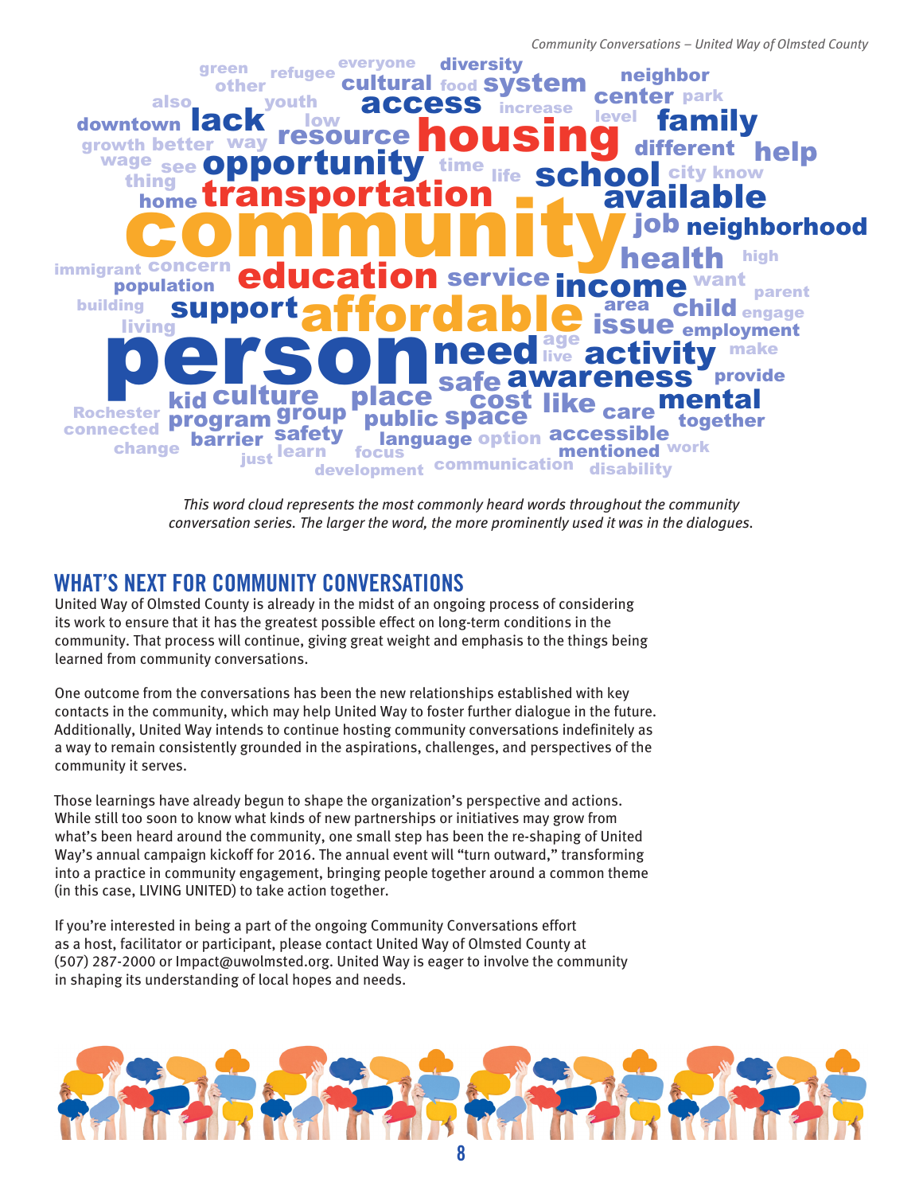This word cloud represents the most commonly heard words throughout the community conversation series. The larger the word, the more prominently used it was in the dialogues.

## WHAT'S NEXT FOR COMMUNITY CONVERSATIONS

United Way of Olmsted County is already in the midst of an ongoing process of considering its work to ensure that it has the greatest possible effect on long-term conditions in the community. That process will continue, giving great weight and emphasis to the things being learned from community conversations.

One outcome from the conversations has been the new relationships established with key contacts in the community, which may help United Way to foster further dialogue in the future. Additionally, United Way intends to continue hosting community conversations indefinitely as a way to remain consistently grounded in the aspirations, challenges, and perspectives of the community it serves.

Those learnings have already begun to shape the organization's perspective and actions. While still too soon to know what kinds of new partnerships or initiatives may grow from what's been heard around the community, one small step has been the re-shaping of United Way's annual campaign kickoff for 2016. The annual event will "turn outward," transforming into a practice in community engagement, bringing people together around a common theme (in this case, LIVING UNITED) to take action together.

If you're interested in being a part of the ongoing Community Conversations effort as a host, facilitator or participant, please contact United Way of Olmsted County at (507) 287-2000 or Impact@uwolmsted.org. United Way is eager to involve the community in shaping its understanding of local hopes and needs.